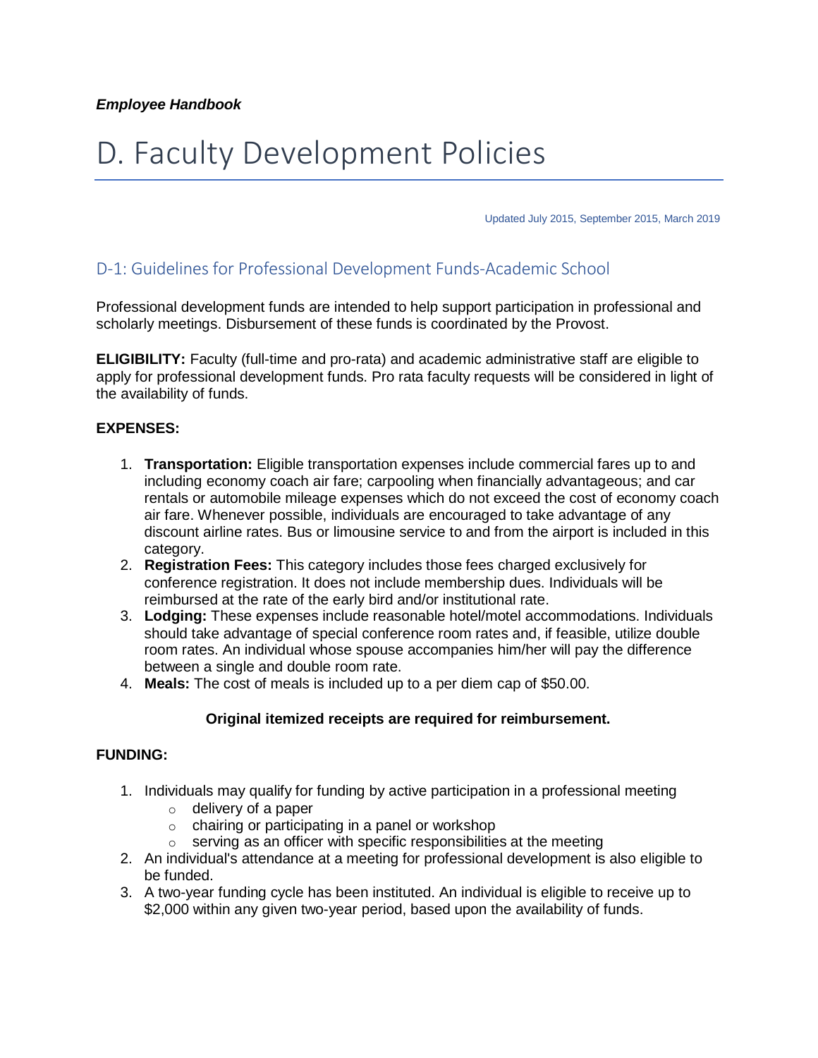*Employee Handbook*

# D. Faculty Development Policies

Updated July 2015, September 2015, March 2019

## D-1: Guidelines for Professional Development Funds-Academic School

Professional development funds are intended to help support participation in professional and scholarly meetings. Disbursement of these funds is coordinated by the Provost.

**ELIGIBILITY:** Faculty (full-time and pro-rata) and academic administrative staff are eligible to apply for professional development funds. Pro rata faculty requests will be considered in light of the availability of funds.

**EXPENSES:**

1. **Transportation:** Eligible transportation expenses include commercial fares up to and including economy coach air fare; carpooling when financially advantageous; and car rentals or automobile mileage expenses which do not exceed the cost of economy coach air fare. Whenever possible, individuals are encouraged to take advantage of any discount airline rates. Bus or limousine service to and from the airport is included in this category.
2. **Registration Fees:** This category includes those fees charged exclusively for conference registration. It does not include membership dues. Individuals will be reimbursed at the rate of the early bird and/or institutional rate.
3. **Lodging:** These expenses include reasonable hotel/motel accommodations. Individuals should take advantage of special conference room rates and, if feasible, utilize double room rates. An individual whose spouse accompanies him/her will pay the difference between a single and double room rate.
4. **Meals:** The cost of meals is included up to a per diem cap of $50.00.

**Original itemized receipts are required for reimbursement.**

**FUNDING:**

1. Individuals may qualify for funding by active participation in a professional meeting
   - delivery of a paper
   - chairing or participating in a panel or workshop
   - serving as an officer with specific responsibilities at the meeting
2. An individual's attendance at a meeting for professional development is also eligible to be funded.
3. A two-year funding cycle has been instituted. An individual is eligible to receive up to $2,000 within any given two-year period, based upon the availability of funds.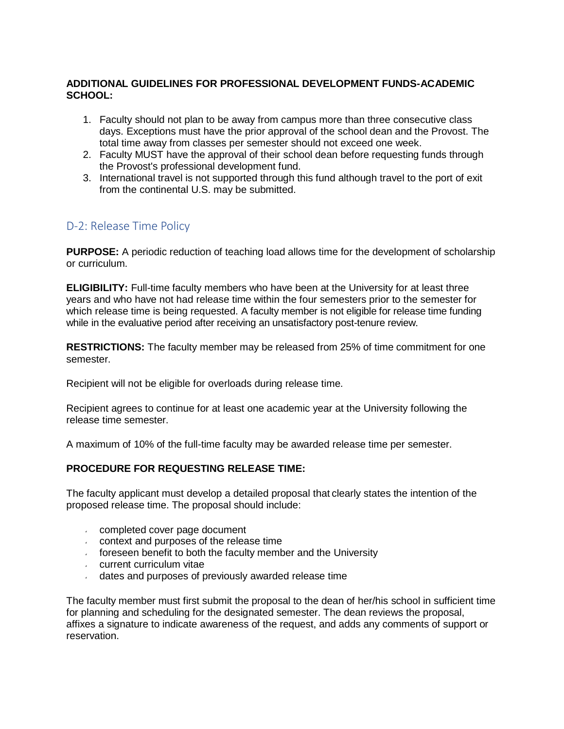**ADDITIONAL GUIDELINES FOR PROFESSIONAL DEVELOPMENT FUNDS-ACADEMIC SCHOOL:**

1. Faculty should not plan to be away from campus more than three consecutive class days. Exceptions must have the prior approval of the school dean and the Provost. The total time away from classes per semester should not exceed one week.
2. Faculty MUST have the approval of their school dean before requesting funds through the Provost's professional development fund.
3. International travel is not supported through this fund although travel to the port of exit from the continental U.S. may be submitted.

## D-2: Release Time Policy

**PURPOSE:** A periodic reduction of teaching load allows time for the development of scholarship or curriculum.

**ELIGIBILITY:** Full-time faculty members who have been at the University for at least three years and who have not had release time within the four semesters prior to the semester for which release time is being requested. A faculty member is not eligible for release time funding while in the evaluative period after receiving an unsatisfactory post-tenure review.

**RESTRICTIONS:** The faculty member may be released from 25% of time commitment for one semester.

Recipient will not be eligible for overloads during release time.

Recipient agrees to continue for at least one academic year at the University following the release time semester.

A maximum of 10% of the full-time faculty may be awarded release time per semester.

**PROCEDURE FOR REQUESTING RELEASE TIME:**

The faculty applicant must develop a detailed proposal that clearly states the intention of the proposed release time. The proposal should include:

- completed cover page document
- context and purposes of the release time
- foreseen benefit to both the faculty member and the University
- current curriculum vitae
- dates and purposes of previously awarded release time

The faculty member must first submit the proposal to the dean of her/his school in sufficient time for planning and scheduling for the designated semester. The dean reviews the proposal, affixes a signature to indicate awareness of the request, and adds any comments of support or reservation.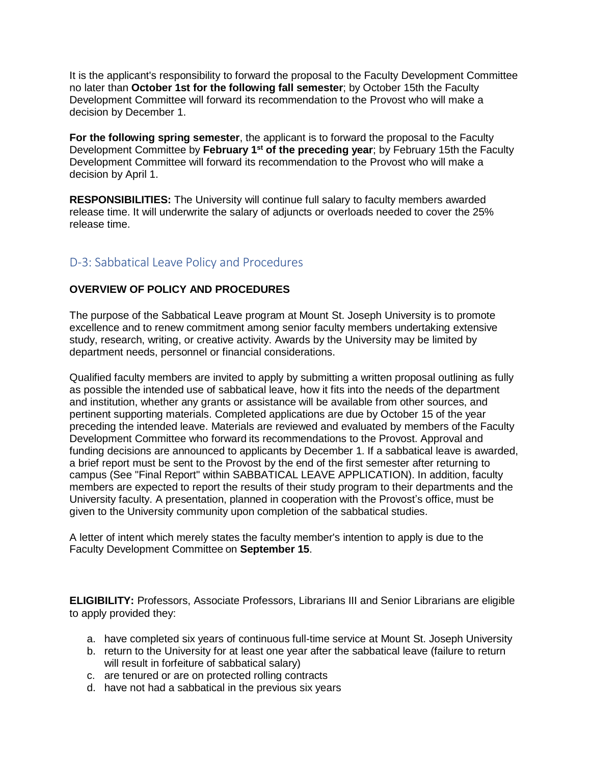It is the applicant's responsibility to forward the proposal to the Faculty Development Committee no later than **October 1st for the following fall semester**; by October 15th the Faculty Development Committee will forward its recommendation to the Provost who will make a decision by December 1.

**For the following spring semester**, the applicant is to forward the proposal to the Faculty Development Committee by **February 1st of the preceding year**; by February 15th the Faculty Development Committee will forward its recommendation to the Provost who will make a decision by April 1.

**RESPONSIBILITIES:** The University will continue full salary to faculty members awarded release time. It will underwrite the salary of adjuncts or overloads needed to cover the 25% release time.

## D-3: Sabbatical Leave Policy and Procedures

**OVERVIEW OF POLICY AND PROCEDURES**

The purpose of the Sabbatical Leave program at Mount St. Joseph University is to promote excellence and to renew commitment among senior faculty members undertaking extensive study, research, writing, or creative activity. Awards by the University may be limited by department needs, personnel or financial considerations.

Qualified faculty members are invited to apply by submitting a written proposal outlining as fully as possible the intended use of sabbatical leave, how it fits into the needs of the department and institution, whether any grants or assistance will be available from other sources, and pertinent supporting materials. Completed applications are due by October 15 of the year preceding the intended leave. Materials are reviewed and evaluated by members of the Faculty Development Committee who forward its recommendations to the Provost. Approval and funding decisions are announced to applicants by December 1. If a sabbatical leave is awarded, a brief report must be sent to the Provost by the end of the first semester after returning to campus (See "Final Report" within SABBATICAL LEAVE APPLICATION). In addition, faculty members are expected to report the results of their study program to their departments and the University faculty. A presentation, planned in cooperation with the Provost's office, must be given to the University community upon completion of the sabbatical studies.

A letter of intent which merely states the faculty member's intention to apply is due to the Faculty Development Committee on **September 15**.

**ELIGIBILITY:** Professors, Associate Professors, Librarians III and Senior Librarians are eligible to apply provided they:

a. have completed six years of continuous full-time service at Mount St. Joseph University
b. return to the University for at least one year after the sabbatical leave (failure to return will result in forfeiture of sabbatical salary)
c. are tenured or are on protected rolling contracts
d. have not had a sabbatical in the previous six years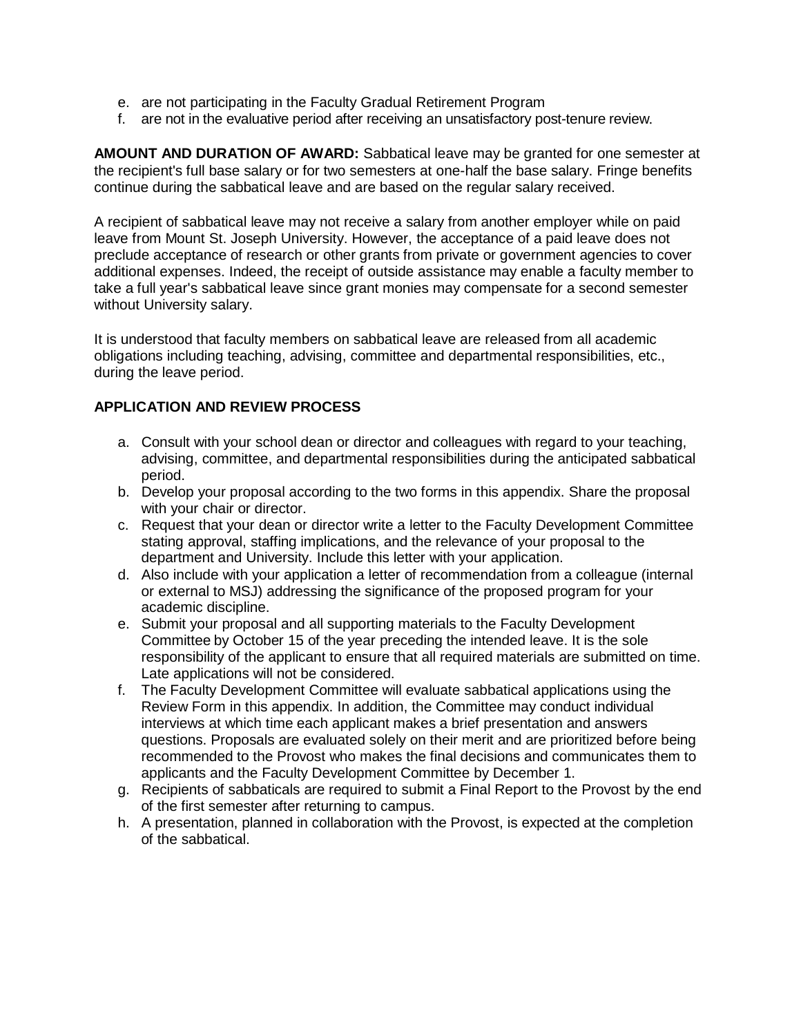e. are not participating in the Faculty Gradual Retirement Program
f. are not in the evaluative period after receiving an unsatisfactory post-tenure review.

**AMOUNT AND DURATION OF AWARD:** Sabbatical leave may be granted for one semester at the recipient's full base salary or for two semesters at one-half the base salary. Fringe benefits continue during the sabbatical leave and are based on the regular salary received.

A recipient of sabbatical leave may not receive a salary from another employer while on paid leave from Mount St. Joseph University. However, the acceptance of a paid leave does not preclude acceptance of research or other grants from private or government agencies to cover additional expenses. Indeed, the receipt of outside assistance may enable a faculty member to take a full year's sabbatical leave since grant monies may compensate for a second semester without University salary.

It is understood that faculty members on sabbatical leave are released from all academic obligations including teaching, advising, committee and departmental responsibilities, etc., during the leave period.

**APPLICATION AND REVIEW PROCESS**

a. Consult with your school dean or director and colleagues with regard to your teaching, advising, committee, and departmental responsibilities during the anticipated sabbatical period.
b. Develop your proposal according to the two forms in this appendix. Share the proposal with your chair or director.
c. Request that your dean or director write a letter to the Faculty Development Committee stating approval, staffing implications, and the relevance of your proposal to the department and University. Include this letter with your application.
d. Also include with your application a letter of recommendation from a colleague (internal or external to MSJ) addressing the significance of the proposed program for your academic discipline.
e. Submit your proposal and all supporting materials to the Faculty Development Committee by October 15 of the year preceding the intended leave. It is the sole responsibility of the applicant to ensure that all required materials are submitted on time. Late applications will not be considered.
f. The Faculty Development Committee will evaluate sabbatical applications using the Review Form in this appendix. In addition, the Committee may conduct individual interviews at which time each applicant makes a brief presentation and answers questions. Proposals are evaluated solely on their merit and are prioritized before being recommended to the Provost who makes the final decisions and communicates them to applicants and the Faculty Development Committee by December 1.
g. Recipients of sabbaticals are required to submit a Final Report to the Provost by the end of the first semester after returning to campus.
h. A presentation, planned in collaboration with the Provost, is expected at the completion of the sabbatical.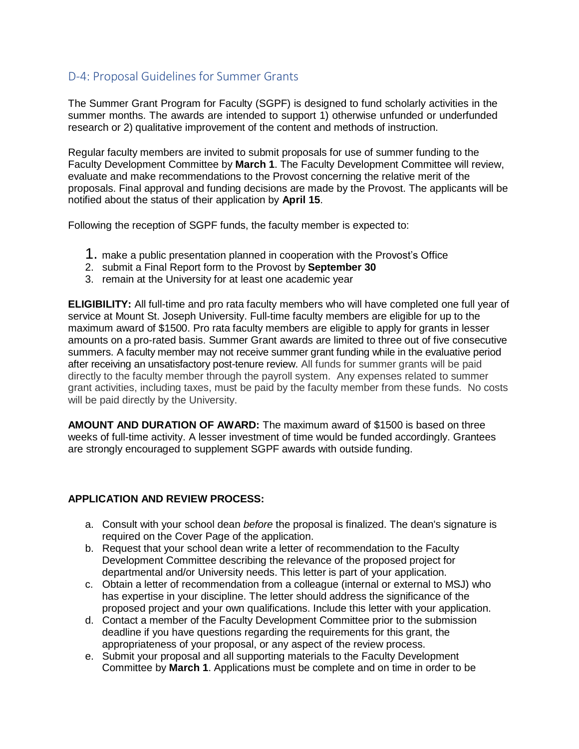## D-4: Proposal Guidelines for Summer Grants

The Summer Grant Program for Faculty (SGPF) is designed to fund scholarly activities in the summer months. The awards are intended to support 1) otherwise unfunded or underfunded research or 2) qualitative improvement of the content and methods of instruction.

Regular faculty members are invited to submit proposals for use of summer funding to the Faculty Development Committee by **March 1**. The Faculty Development Committee will review, evaluate and make recommendations to the Provost concerning the relative merit of the proposals. Final approval and funding decisions are made by the Provost. The applicants will be notified about the status of their application by **April 15**.

Following the reception of SGPF funds, the faculty member is expected to:

1. make a public presentation planned in cooperation with the Provost's Office
2. submit a Final Report form to the Provost by **September 30**
3. remain at the University for at least one academic year

**ELIGIBILITY:** All full-time and pro rata faculty members who will have completed one full year of service at Mount St. Joseph University. Full-time faculty members are eligible for up to the maximum award of $1500. Pro rata faculty members are eligible to apply for grants in lesser amounts on a pro-rated basis. Summer Grant awards are limited to three out of five consecutive summers. A faculty member may not receive summer grant funding while in the evaluative period after receiving an unsatisfactory post-tenure review. All funds for summer grants will be paid directly to the faculty member through the payroll system. Any expenses related to summer grant activities, including taxes, must be paid by the faculty member from these funds. No costs will be paid directly by the University.

**AMOUNT AND DURATION OF AWARD:** The maximum award of $1500 is based on three weeks of full-time activity. A lesser investment of time would be funded accordingly. Grantees are strongly encouraged to supplement SGPF awards with outside funding.

**APPLICATION AND REVIEW PROCESS:**

a. Consult with your school dean *before* the proposal is finalized. The dean's signature is required on the Cover Page of the application.
b. Request that your school dean write a letter of recommendation to the Faculty Development Committee describing the relevance of the proposed project for departmental and/or University needs. This letter is part of your application.
c. Obtain a letter of recommendation from a colleague (internal or external to MSJ) who has expertise in your discipline. The letter should address the significance of the proposed project and your own qualifications. Include this letter with your application.
d. Contact a member of the Faculty Development Committee prior to the submission deadline if you have questions regarding the requirements for this grant, the appropriateness of your proposal, or any aspect of the review process.
e. Submit your proposal and all supporting materials to the Faculty Development Committee by **March 1**. Applications must be complete and on time in order to be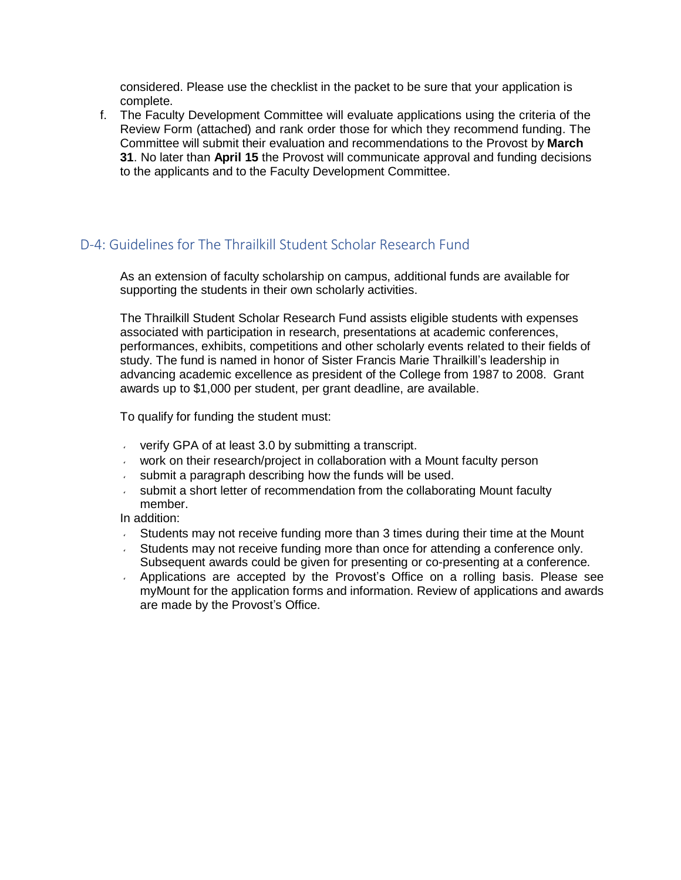considered. Please use the checklist in the packet to be sure that your application is complete.

f. The Faculty Development Committee will evaluate applications using the criteria of the Review Form (attached) and rank order those for which they recommend funding. The Committee will submit their evaluation and recommendations to the Provost by **March 31**. No later than **April 15** the Provost will communicate approval and funding decisions to the applicants and to the Faculty Development Committee.

## D-4: Guidelines for The Thrailkill Student Scholar Research Fund

As an extension of faculty scholarship on campus, additional funds are available for supporting the students in their own scholarly activities.

The Thrailkill Student Scholar Research Fund assists eligible students with expenses associated with participation in research, presentations at academic conferences, performances, exhibits, competitions and other scholarly events related to their fields of study. The fund is named in honor of Sister Francis Marie Thrailkill's leadership in advancing academic excellence as president of the College from 1987 to 2008. Grant awards up to $1,000 per student, per grant deadline, are available.

To qualify for funding the student must:

- verify GPA of at least 3.0 by submitting a transcript.
- work on their research/project in collaboration with a Mount faculty person
- submit a paragraph describing how the funds will be used.
- submit a short letter of recommendation from the collaborating Mount faculty member.

In addition:

- Students may not receive funding more than 3 times during their time at the Mount
- Students may not receive funding more than once for attending a conference only. Subsequent awards could be given for presenting or co-presenting at a conference.
- Applications are accepted by the Provost's Office on a rolling basis. Please see myMount for the application forms and information. Review of applications and awards are made by the Provost's Office.